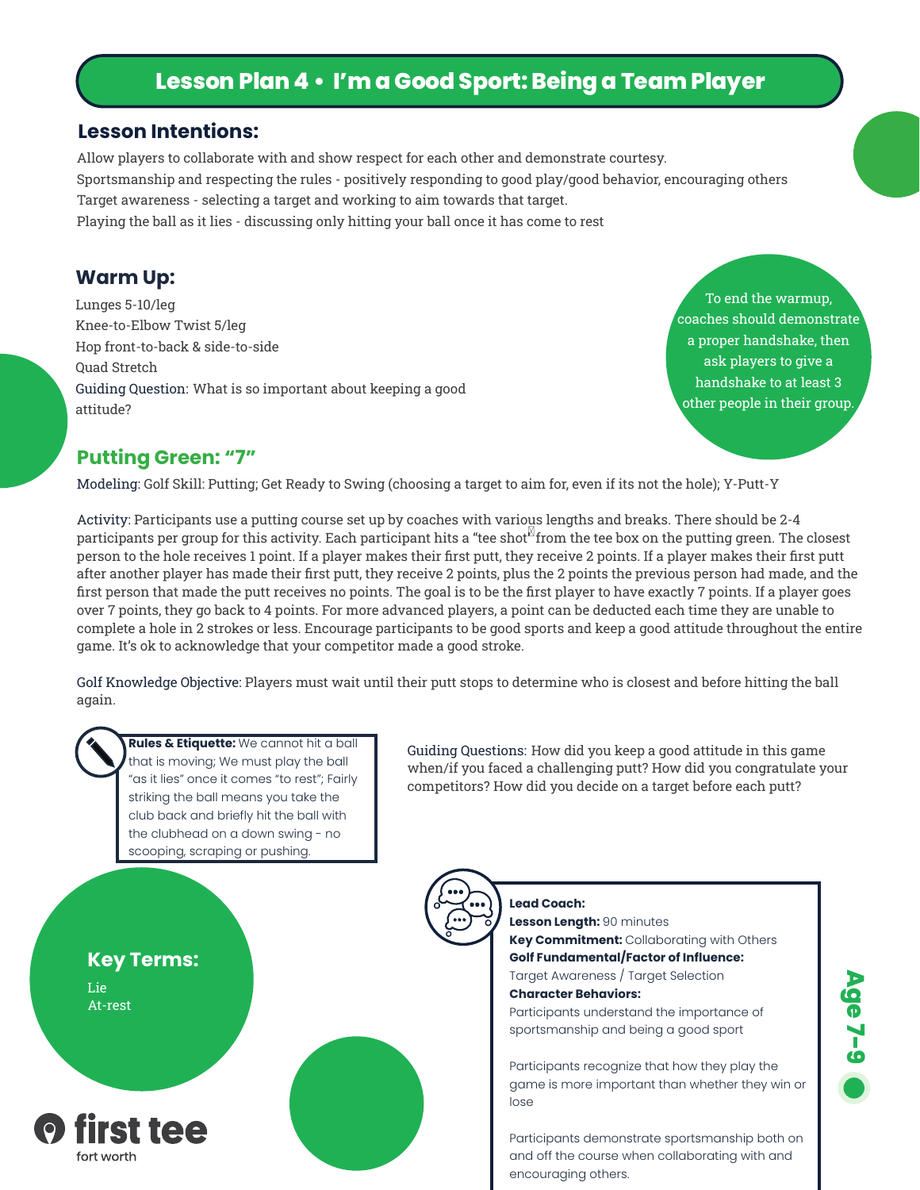# Lesson Plan 4 • I'm a Good Sport: Being a Team Player

## Lesson Intentions:

Allow players to collaborate with and show respect for each other and demonstrate courtesy.
Sportsmanship and respecting the rules - positively responding to good play/good behavior, encouraging others
Target awareness - selecting a target and working to aim towards that target.
Playing the ball as it lies - discussing only hitting your ball once it has come to rest

## Warm Up:

Lunges 5-10/leg
Knee-to-Elbow Twist 5/leg
Hop front-to-back & side-to-side
Quad Stretch
Guiding Question: What is so important about keeping a good attitude?

To end the warmup, coaches should demonstrate a proper handshake, then ask players to give a handshake to at least 3 other people in their group.

## Putting Green: "7"

Modeling: Golf Skill: Putting; Get Ready to Swing (choosing a target to aim for, even if its not the hole); Y-Putt-Y

Activity: Participants use a putting course set up by coaches with various lengths and breaks. There should be 2-4 participants per group for this activity. Each participant hits a "tee shot" from the tee box on the putting green. The closest person to the hole receives 1 point. If a player makes their first putt, they receive 2 points. If a player makes their first putt after another player has made their first putt, they receive 2 points, plus the 2 points the previous person had made, and the first person that made the putt receives no points. The goal is to be the first player to have exactly 7 points. If a player goes over 7 points, they go back to 4 points. For more advanced players, a point can be deducted each time they are unable to complete a hole in 2 strokes or less. Encourage participants to be good sports and keep a good attitude throughout the entire game. It's ok to acknowledge that your competitor made a good stroke.

Golf Knowledge Objective: Players must wait until their putt stops to determine who is closest and before hitting the ball again.

**Rules & Etiquette:** We cannot hit a ball that is moving; We must play the ball "as it lies" once it comes "to rest"; Fairly striking the ball means you take the club back and briefly hit the ball with the clubhead on a down swing - no scooping, scraping or pushing.

Guiding Questions: How did you keep a good attitude in this game when/if you faced a challenging putt? How did you congratulate your competitors? How did you decide on a target before each putt?

### Key Terms:

Lie
At-rest

**Lead Coach:**
**Lesson Length:** 90 minutes
**Key Commitment:** Collaborating with Others
**Golf Fundamental/Factor of Influence:**
Target Awareness / Target Selection
**Character Behaviors:**
Participants understand the importance of sportsmanship and being a good sport

Participants recognize that how they play the game is more important than whether they win or lose

Participants demonstrate sportsmanship both on and off the course when collaborating with and encouraging others.

Age 7-9

first tee
fort worth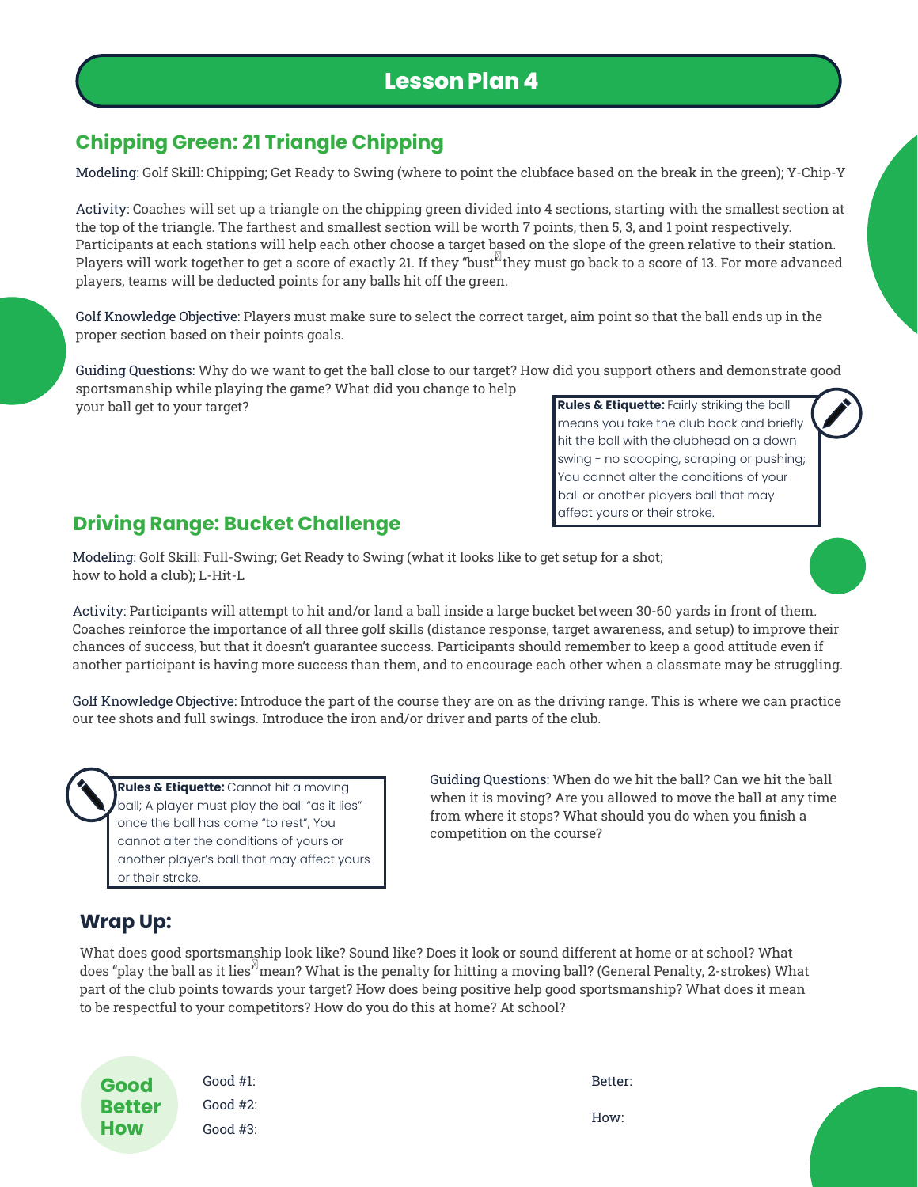## Lesson Plan 4

### Chipping Green: 21 Triangle Chipping

Modeling: Golf Skill: Chipping; Get Ready to Swing (where to point the clubface based on the break in the green); Y-Chip-Y

Activity: Coaches will set up a triangle on the chipping green divided into 4 sections, starting with the smallest section at the top of the triangle. The farthest and smallest section will be worth 7 points, then 5, 3, and 1 point respectively. Participants at each stations will help each other choose a target based on the slope of the green relative to their station. Players will work together to get a score of exactly 21. If they "bust" they must go back to a score of 13. For more advanced players, teams will be deducted points for any balls hit off the green.

Golf Knowledge Objective: Players must make sure to select the correct target, aim point so that the ball ends up in the proper section based on their points goals.

Guiding Questions: Why do we want to get the ball close to our target? How did you support others and demonstrate good sportsmanship while playing the game? What did you change to help your ball get to your target?

**Rules & Etiquette:** Fairly striking the ball means you take the club back and briefly hit the ball with the clubhead on a down swing - no scooping, scraping or pushing; You cannot alter the conditions of your ball or another players ball that may affect yours or their stroke.

### Driving Range: Bucket Challenge

Modeling: Golf Skill: Full-Swing; Get Ready to Swing (what it looks like to get setup for a shot; how to hold a club); L-Hit-L

Activity: Participants will attempt to hit and/or land a ball inside a large bucket between 30-60 yards in front of them. Coaches reinforce the importance of all three golf skills (distance response, target awareness, and setup) to improve their chances of success, but that it doesn't guarantee success. Participants should remember to keep a good attitude even if another participant is having more success than them, and to encourage each other when a classmate may be struggling.

Golf Knowledge Objective: Introduce the part of the course they are on as the driving range. This is where we can practice our tee shots and full swings. Introduce the iron and/or driver and parts of the club.

**Rules & Etiquette:** Cannot hit a moving ball; A player must play the ball "as it lies" once the ball has come "to rest"; You cannot alter the conditions of yours or another player's ball that may affect yours or their stroke.

Guiding Questions: When do we hit the ball? Can we hit the ball when it is moving? Are you allowed to move the ball at any time from where it stops? What should you do when you finish a competition on the course?

### Wrap Up:

What does good sportsmanship look like? Sound like? Does it look or sound different at home or at school? What does "play the ball as it lies" mean? What is the penalty for hitting a moving ball? (General Penalty, 2-strokes) What part of the club points towards your target? How does being positive help good sportsmanship? What does it mean to be respectful to your competitors? How do you do this at home? At school?

**Good Better How**

Good #1:

Good #2:

Good #3:

Better:

How: